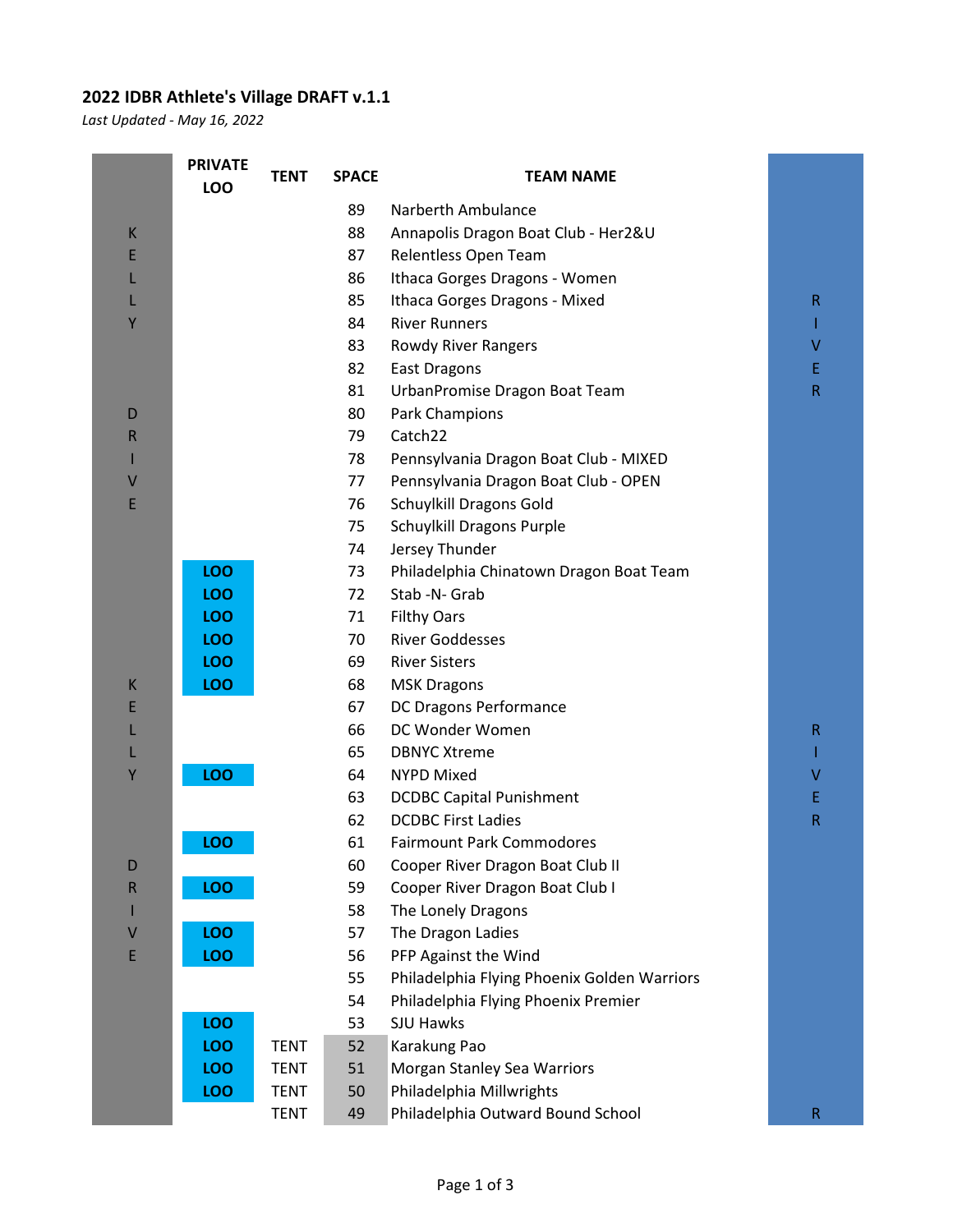**2022 IDBR Athlete's Village DRAFT v.1.1**

*Last Updated - May 16, 2022*

| | PRIVATE LOO | TENT | SPACE | TEAM NAME | |
|---|---|---|---|---|---|
| | | | 89 | Narberth Ambulance | |
| K | | | 88 | Annapolis Dragon Boat Club - Her2&U | |
| E | | | 87 | Relentless Open Team | |
| L | | | 86 | Ithaca Gorges Dragons - Women | |
| L | | | 85 | Ithaca Gorges Dragons - Mixed | R |
| Y | | | 84 | River Runners | I |
| | | | 83 | Rowdy River Rangers | V |
| | | | 82 | East Dragons | E |
| | | | 81 | UrbanPromise Dragon Boat Team | R |
| D | | | 80 | Park Champions | |
| R | | | 79 | Catch22 | |
| I | | | 78 | Pennsylvania Dragon Boat Club - MIXED | |
| V | | | 77 | Pennsylvania Dragon Boat Club - OPEN | |
| E | | | 76 | Schuylkill Dragons Gold | |
| | | | 75 | Schuylkill Dragons Purple | |
| | | | 74 | Jersey Thunder | |
| | LOO | | 73 | Philadelphia Chinatown Dragon Boat Team | |
| | LOO | | 72 | Stab -N- Grab | |
| | LOO | | 71 | Filthy Oars | |
| | LOO | | 70 | River Goddesses | |
| | LOO | | 69 | River Sisters | |
| K | LOO | | 68 | MSK Dragons | |
| E | | | 67 | DC Dragons Performance | |
| L | | | 66 | DC Wonder Women | R |
| L | | | 65 | DBNYC Xtreme | I |
| Y | LOO | | 64 | NYPD Mixed | V |
| | | | 63 | DCDBC Capital Punishment | E |
| | | | 62 | DCDBC First Ladies | R |
| | LOO | | 61 | Fairmount Park Commodores | |
| D | | | 60 | Cooper River Dragon Boat Club II | |
| R | LOO | | 59 | Cooper River Dragon Boat Club I | |
| I | | | 58 | The Lonely Dragons | |
| V | LOO | | 57 | The Dragon Ladies | |
| E | LOO | | 56 | PFP Against the Wind | |
| | | | 55 | Philadelphia Flying Phoenix Golden Warriors | |
| | | | 54 | Philadelphia Flying Phoenix Premier | |
| | LOO | | 53 | SJU Hawks | |
| | LOO | TENT | 52 | Karakung Pao | |
| | LOO | TENT | 51 | Morgan Stanley Sea Warriors | |
| | LOO | TENT | 50 | Philadelphia Millwrights | |
| | | TENT | 49 | Philadelphia Outward Bound School | R |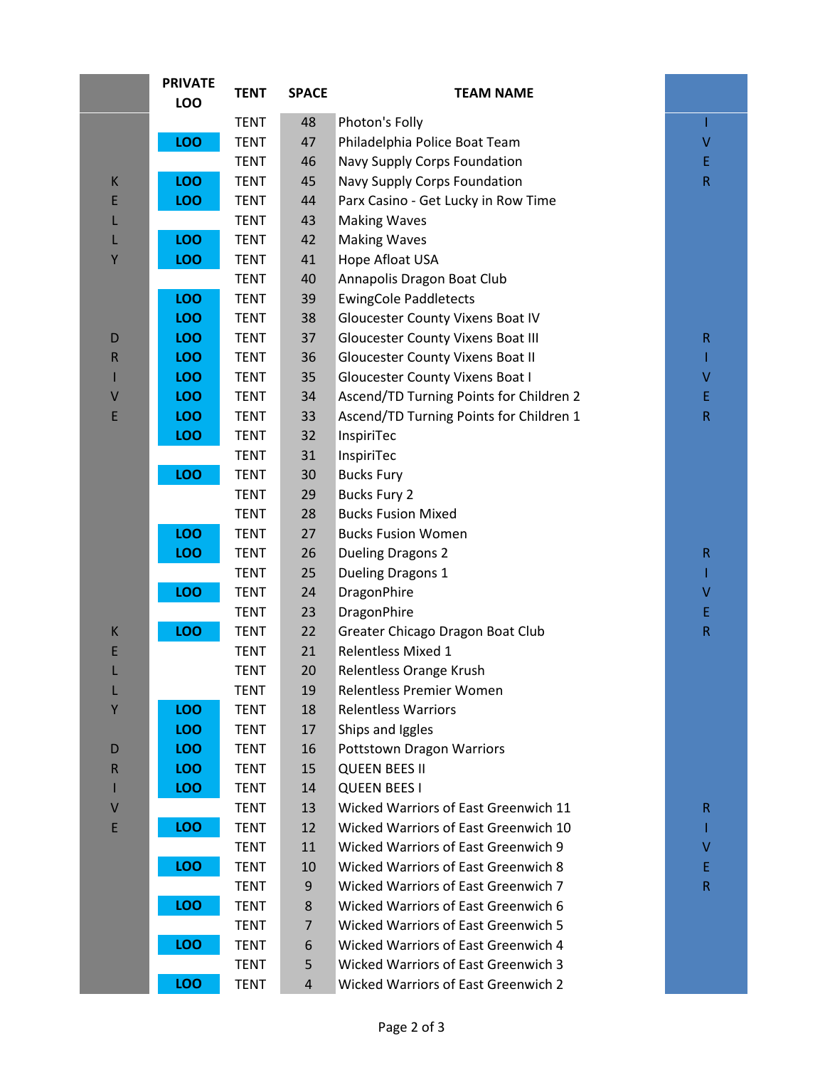| | PRIVATE LOO | TENT | SPACE | TEAM NAME | |
|---|---|---|---|---|---|
| | | TENT | 48 | Photon's Folly | I |
| | LOO | TENT | 47 | Philadelphia Police Boat Team | V |
| | | TENT | 46 | Navy Supply Corps Foundation | E |
| K | LOO | TENT | 45 | Navy Supply Corps Foundation | R |
| E | LOO | TENT | 44 | Parx Casino - Get Lucky in Row Time | |
| L | | TENT | 43 | Making Waves | |
| L | LOO | TENT | 42 | Making Waves | |
| Y | LOO | TENT | 41 | Hope Afloat USA | |
| | | TENT | 40 | Annapolis Dragon Boat Club | |
| | LOO | TENT | 39 | EwingCole Paddletects | |
| | LOO | TENT | 38 | Gloucester County Vixens Boat IV | |
| D | LOO | TENT | 37 | Gloucester County Vixens Boat III | R |
| R | LOO | TENT | 36 | Gloucester County Vixens Boat II | I |
| I | LOO | TENT | 35 | Gloucester County Vixens Boat I | V |
| V | LOO | TENT | 34 | Ascend/TD Turning Points for Children 2 | E |
| E | LOO | TENT | 33 | Ascend/TD Turning Points for Children 1 | R |
| | LOO | TENT | 32 | InspiriTec | |
| | | TENT | 31 | InspiriTec | |
| | LOO | TENT | 30 | Bucks Fury | |
| | | TENT | 29 | Bucks Fury 2 | |
| | | TENT | 28 | Bucks Fusion Mixed | |
| | LOO | TENT | 27 | Bucks Fusion Women | |
| | LOO | TENT | 26 | Dueling Dragons 2 | R |
| | | TENT | 25 | Dueling Dragons 1 | I |
| | LOO | TENT | 24 | DragonPhire | V |
| | | TENT | 23 | DragonPhire | E |
| K | LOO | TENT | 22 | Greater Chicago Dragon Boat Club | R |
| E | | TENT | 21 | Relentless Mixed 1 | |
| L | | TENT | 20 | Relentless Orange Krush | |
| L | | TENT | 19 | Relentless Premier Women | |
| Y | LOO | TENT | 18 | Relentless Warriors | |
| | LOO | TENT | 17 | Ships and Iggles | |
| D | LOO | TENT | 16 | Pottstown Dragon Warriors | |
| R | LOO | TENT | 15 | QUEEN BEES II | |
| I | LOO | TENT | 14 | QUEEN BEES I | |
| V | | TENT | 13 | Wicked Warriors of East Greenwich 11 | R |
| E | LOO | TENT | 12 | Wicked Warriors of East Greenwich 10 | I |
| | | TENT | 11 | Wicked Warriors of East Greenwich 9 | V |
| | LOO | TENT | 10 | Wicked Warriors of East Greenwich 8 | E |
| | | TENT | 9 | Wicked Warriors of East Greenwich 7 | R |
| | LOO | TENT | 8 | Wicked Warriors of East Greenwich 6 | |
| | | TENT | 7 | Wicked Warriors of East Greenwich 5 | |
| | LOO | TENT | 6 | Wicked Warriors of East Greenwich 4 | |
| | | TENT | 5 | Wicked Warriors of East Greenwich 3 | |
| | LOO | TENT | 4 | Wicked Warriors of East Greenwich 2 | |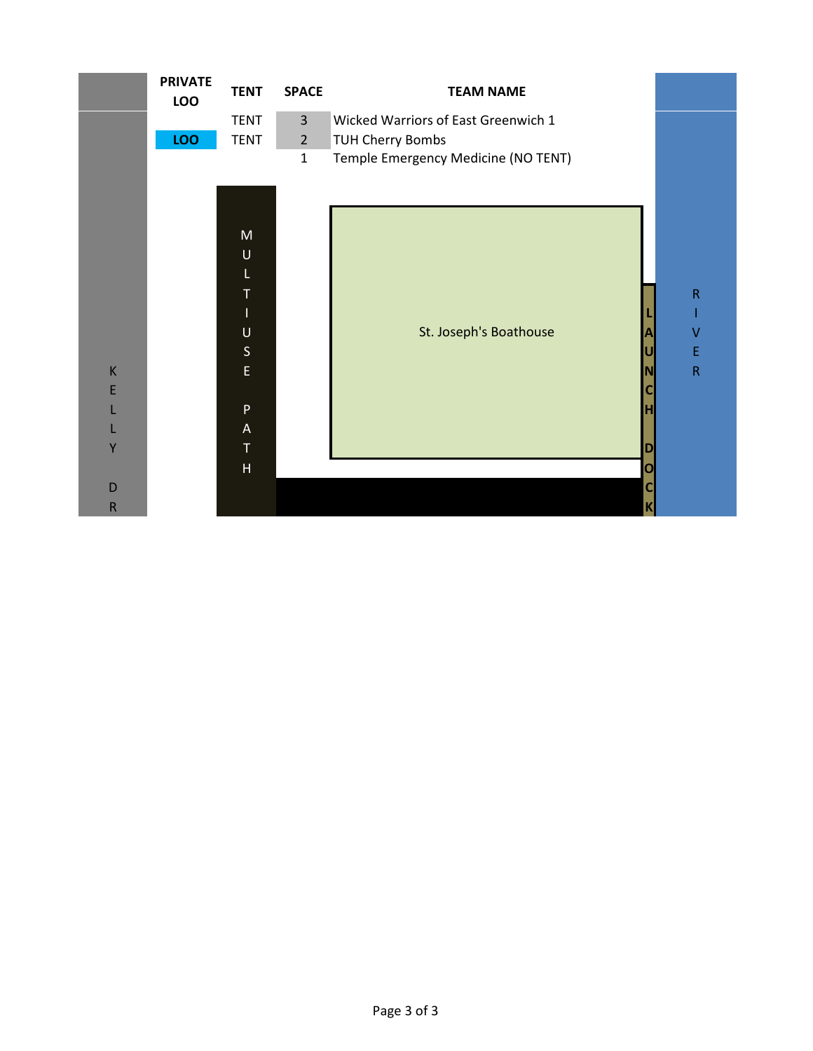| PRIVATE LOO | TENT | SPACE | TEAM NAME |
|---|---|---|---|
| | TENT | 3 | Wicked Warriors of East Greenwich 1 |
| LOO | TENT | 2 | TUH Cherry Bombs |
| | | 1 | Temple Emergency Medicine (NO TENT) |

KELLY DR

MULTIUSE PATH

St. Joseph's Boathouse

LAUNCH DOCK

RIVER